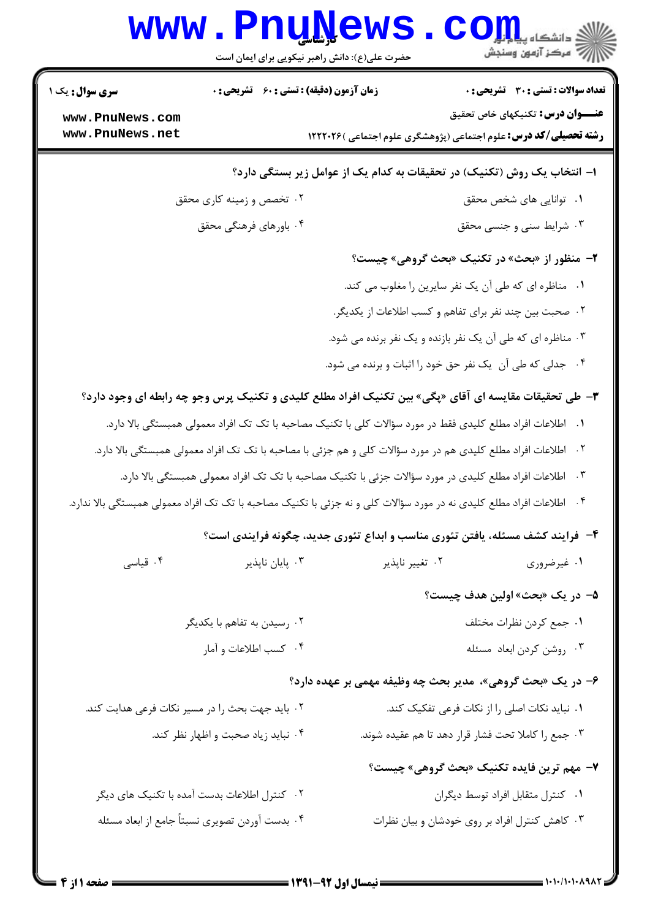**سری سوال:** یک ۱

**زمان آزمون (دقیقه) : تستی : ۶۰ تشریحی : ۰**

**تعداد سوالات : تستی : ۳۰ تشریحی : ۰**

**عنـــوان درس:** تکنیکهای خاص تحقیق

**رشته تحصیلی/کد درس:** علوم اجتماعی (پژوهشگری علوم اجتماعی )۱۲۲۲۰۲۶

۱- انتخاب یک روش (تکنیک) در تحقیقات به کدام یک از عوامل زیر بستگی دارد؟

۱. توانایی های شخص محقق
۲. تخصص و زمینه کاری محقق
۳. شرایط سنی و جنسی محقق
۴. باورهای فرهنگی محقق

۲- منظور از «بحث» در تکنیک «بحث گروهی» چیست؟

۱. مناظره ای که طی آن یک نفر سایرین را مغلوب می کند.
۲. صحبت بین چند نفر برای تفاهم و کسب اطلاعات از یکدیگر.
۳. مناظره ای که طی آن یک نفر بازنده و یک نفر برنده می شود.
۴. جدلی که طی آن یک نفر حق خود را اثبات و برنده می شود.

۳- طی تحقیقات مقایسه ای آقای «پگی» بین تکنیک افراد مطلع کلیدی و تکنیک پرس وجو چه رابطه ای وجود دارد؟

۱. اطلاعات افراد مطلع کلیدی فقط در مورد سؤالات کلی با تکنیک مصاحبه با تک تک افراد معمولی همبستگی بالا دارد.
۲. اطلاعات افراد مطلع کلیدی هم در مورد سؤالات کلی و هم جزئی با مصاحبه با تک تک افراد معمولی همبستگی بالا دارد.
۳. اطلاعات افراد مطلع کلیدی در مورد سؤالات جزئی با تکنیک مصاحبه با تک تک افراد معمولی همبستگی بالا دارد.
۴. اطلاعات افراد مطلع کلیدی نه در مورد سؤالات کلی و نه جزئی با تکنیک مصاحبه با تک تک افراد معمولی همبستگی بالا ندارد.

۴- فرایند کشف مسئله، یافتن تئوری مناسب و ابداع تئوری جدید، چگونه فرایندی است؟

۱. غیرضروری
۲. تغییر ناپذیر
۳. پایان ناپذیر
۴. قیاسی

۵- در یک «بحث» اولین هدف چیست؟

۱. جمع کردن نظرات مختلف
۲. رسیدن به تفاهم با یکدیگر
۳. روشن کردن ابعاد مسئله
۴. کسب اطلاعات و آمار

۶- در یک «بحث گروهی»، مدیر بحث چه وظیفه مهمی بر عهده دارد؟

۱. نباید نکات اصلی را از نکات فرعی تفکیک کند.
۲. باید جهت بحث را در مسیر نکات فرعی هدایت کند.
۳. جمع را کاملا تحت فشار قرار دهد تا هم عقیده شوند.
۴. نباید زیاد صحبت و اظهار نظر کند.

۷- مهم ترین فایده تکنیک «بحث گروهی» چیست؟

۱. کنترل متقابل افراد توسط دیگران
۲. کنترل اطلاعات بدست آمده با تکنیک های دیگر
۳. کاهش کنترل افراد بر روی خودشان و بیان نظرات
۴. بدست آوردن تصویری نسبتاً جامع از ابعاد مسئله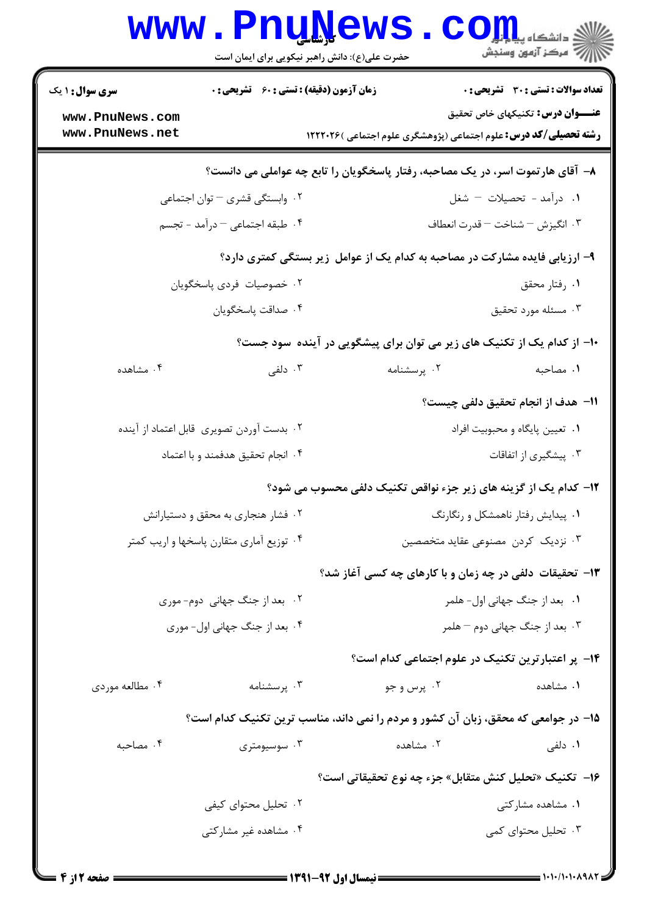۸- آقای هارتموت اسر، در یک مصاحبه، رفتار پاسخگویان را تابع چه عواملی می دانست؟

۱. درآمد - تحصیلات - شغل

۲. وابستگی قشری - توان اجتماعی

۳. انگیزش - شناخت - قدرت انعطاف

۴. طبقه اجتماعی - درآمد - تجسم

۹- ارزیابی فایده مشارکت در مصاحبه به کدام یک از عوامل زیر بستگی کمتری دارد؟

۱. رفتار محقق

۲. خصوصیات فردی پاسخگویان

۳. مسئله مورد تحقیق

۴. صداقت پاسخگویان

۱۰- از کدام یک از تکنیک های زیر می توان برای پیشگویی در آینده سود جست؟

۱. مصاحبه

۲. پرسشنامه

۳. دلفی

۴. مشاهده

۱۱- هدف از انجام تحقیق دلفی چیست؟

۱. تعیین پایگاه و محبوبیت افراد

۲. بدست آوردن تصویری قابل اعتماد از آینده

۳. پیشگیری از اتفاقات

۴. انجام تحقیق هدفمند و با اعتماد

۱۲- کدام یک از گزینه های زیر جزء نواقص تکنیک دلفی محسوب می شود؟

۱. پیدایش رفتار ناهمشکل و رنگارنگ

۲. فشار هنجاری به محقق و دستیارانش

۳. نزدیک کردن مصنوعی عقاید متخصصین

۴. توزیع آماری متقارن پاسخها و اریب کمتر

۱۳- تحقیقات دلفی در چه زمان و با کارهای چه کسی آغاز شد؟

۱. بعد از جنگ جهانی اول- هلمر

۲. بعد از جنگ جهانی دوم- موری

۳. بعد از جنگ جهانی دوم - هلمر

۴. بعد از جنگ جهانی اول- موری

۱۴- پر اعتبارترین تکنیک در علوم اجتماعی کدام است؟

۱. مشاهده

۲. پرس و جو

۳. پرسشنامه

۴. مطالعه موردی

۱۵- در جوامعی که محقق، زبان آن کشور و مردم را نمی داند، مناسب ترین تکنیک کدام است؟

۱. دلفی

۲. مشاهده

۳. سوسیومتری

۴. مصاحبه

۱۶- تکنیک «تحلیل کنش متقابل» جزء چه نوع تحقیقاتی است؟

۱. مشاهده مشارکتی

۲. تحلیل محتوای کیفی

۳. تحلیل محتوای کمی

۴. مشاهده غیر مشارکتی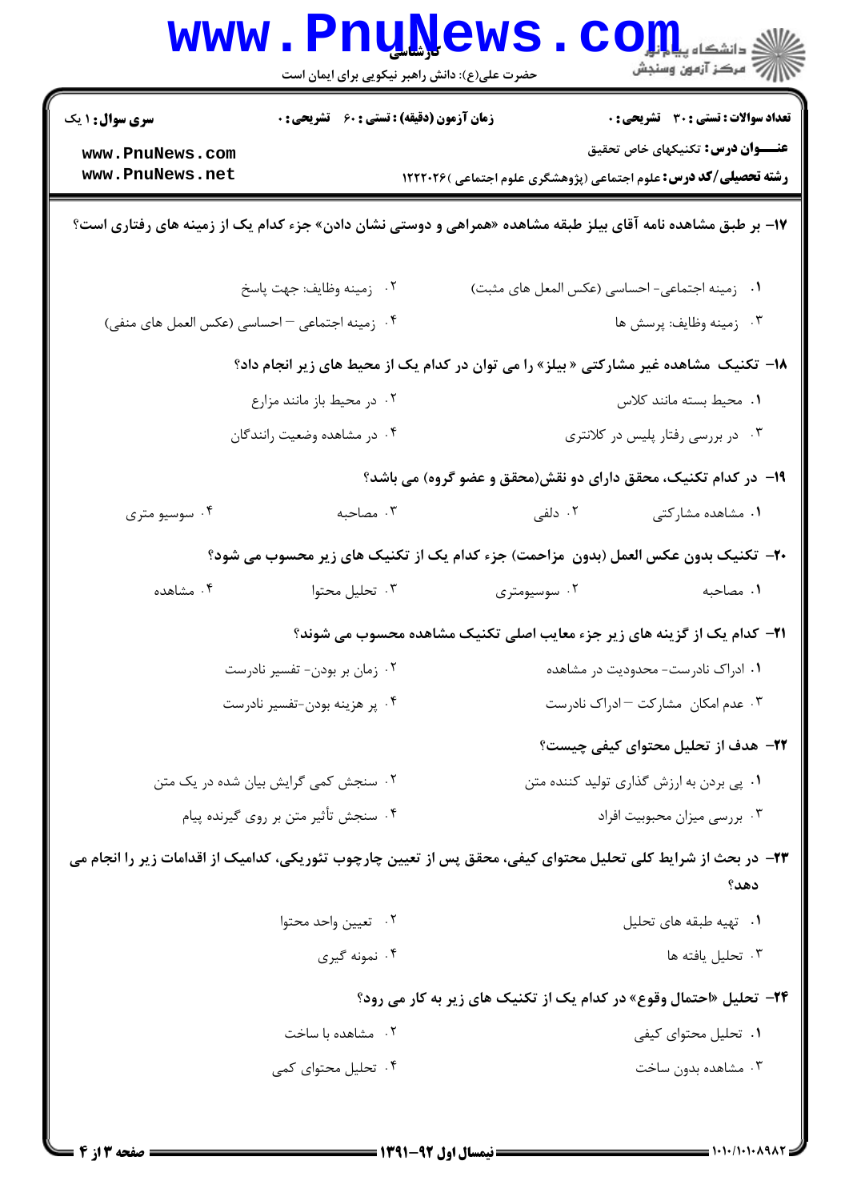۱۷- بر طبق مشاهده نامه آقای بیلز طبقه مشاهده «همراهی و دوستی نشان دادن» جزء کدام یک از زمینه های رفتاری است؟

۱. زمینه اجتماعی- احساسی (عکس المعل های مثبت)
۲. زمینه وظایف: جهت پاسخ
۳. زمینه وظایف: پرسش ها
۴. زمینه اجتماعی – احساسی (عکس العمل های منفی)

۱۸- تکنیک مشاهده غیر مشارکتی « بیلز» را می توان در کدام یک از محیط های زیر انجام داد؟

۱. محیط بسته مانند کلاس
۲. در محیط باز مانند مزارع
۳. در بررسی رفتار پلیس در کلانتری
۴. در مشاهده وضعیت رانندگان

۱۹- در کدام تکنیک، محقق دارای دو نقش(محقق و عضو گروه) می باشد؟

۱. مشاهده مشارکتی
۲. دلفی
۳. مصاحبه
۴. سوسیو متری

۲۰- تکنیک بدون عکس العمل (بدون مزاحمت) جزء کدام یک از تکنیک های زیر محسوب می شود؟

۱. مصاحبه
۲. سوسیومتری
۳. تحلیل محتوا
۴. مشاهده

۲۱- کدام یک از گزینه های زیر جزء معایب اصلی تکنیک مشاهده محسوب می شوند؟

۱. ادراک نادرست- محدودیت در مشاهده
۲. زمان بر بودن- تفسیر نادرست
۳. عدم امکان مشارکت – ادراک نادرست
۴. پر هزینه بودن-تفسیر نادرست

۲۲- هدف از تحلیل محتوای کیفی چیست؟

۱. پی بردن به ارزش گذاری تولید کننده متن
۲. سنجش کمی گرایش بیان شده در یک متن
۳. بررسی میزان محبوبیت افراد
۴. سنجش تأثیر متن بر روی گیرنده پیام

۲۳- در بحث از شرایط کلی تحلیل محتوای کیفی، محقق پس از تعیین چارچوب تئوریکی، کدامیک از اقدامات زیر را انجام می دهد؟

۱. تهیه طبقه های تحلیل
۲. تعیین واحد محتوا
۳. تحلیل یافته ها
۴. نمونه گیری

۲۴- تحلیل «احتمال وقوع» در کدام یک از تکنیک های زیر به کار می رود؟

۱. تحلیل محتوای کیفی
۲. مشاهده با ساخت
۳. مشاهده بدون ساخت
۴. تحلیل محتوای کمی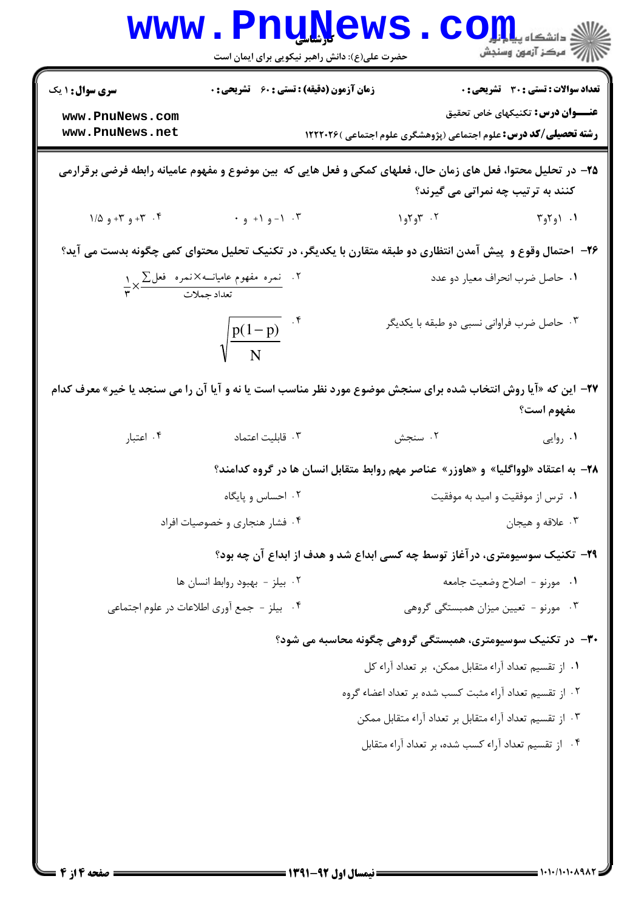**سری سوال:** ۱ یک

**زمان آزمون (دقیقه) : تستی : ۶۰ تشریحی : ۰**

**تعداد سوالات : تستی : ۳۰ تشریحی : ۰**

**عنـــوان درس:** تکنیکهای خاص تحقیق

**رشته تحصیلی/کد درس:** علوم اجتماعی (پژوهشگری علوم اجتماعی )۱۲۲۲۰۲۶

**۲۵- در تحلیل محتوا، فعل های زمان حال، فعلهای کمکی و فعل هایی که بین موضوع و مفهوم عامیانه رابطه فرضی برقرارمی کنند به ترتیب چه نمراتی می گیرند؟**

۱. ۱و۲و۳

۲. ۳و۲و۱

۳. ۱- و ۱+ و ۰

۴. ۳+ و ۳+ و ۱/۵

**۲۶- احتمال وقوع و پیش آمدن انتظاری دو طبقه متقارن با یکدیگر، در تکنیک تحلیل محتوای کمی چگونه بدست می آید؟**

۱. حاصل ضرب انحراف معیار دو عدد

۲. $\frac{1}{3} \times \frac{\sum \text{نمره مفهوم عامیانه} \times \text{نمره فعل}}{\text{تعداد جملات}}$

۳. حاصل ضرب فراوانی نسبی دو طبقه با یکدیگر

۴. $\sqrt{\frac{p(1-p)}{N}}$

**۲۷- این که «آیا روش انتخاب شده برای سنجش موضوع مورد نظر مناسب است یا نه و آیا آن را می سنجد یا خیر» معرف کدام مفهوم است؟**

۱. روایی

۲. سنجش

۳. قابلیت اعتماد

۴. اعتبار

**۲۸- به اعتقاد «لوواگلیا» و «هاوزر» عناصر مهم روابط متقابل انسان ها در گروه کدامند؟**

۱. ترس از موفقیت و امید به موفقیت

۲. احساس و پایگاه

۳. علاقه و هیجان

۴. فشار هنجاری و خصوصیات افراد

**۲۹- تکنیک سوسیومتری، درآغاز توسط چه کسی ابداع شد و هدف از ابداع آن چه بود؟**

۱. مورنو - اصلاح وضعیت جامعه

۲. بیلز - بهبود روابط انسان ها

۳. مورنو - تعیین میزان همبستگی گروهی

۴. بیلز - جمع آوری اطلاعات در علوم اجتماعی

**۳۰- در تکنیک سوسیومتری، همبستگی گروهی چگونه محاسبه می شود؟**

۱. از تقسیم تعداد آراء متقابل ممکن، بر تعداد آراء کل

۲. از تقسیم تعداد آراء مثبت کسب شده بر تعداد اعضاء گروه

۳. از تقسیم تعداد آراء متقابل بر تعداد آراء متقابل ممکن

۴. از تقسیم تعداد آراء کسب شده، بر تعداد آراء متقابل